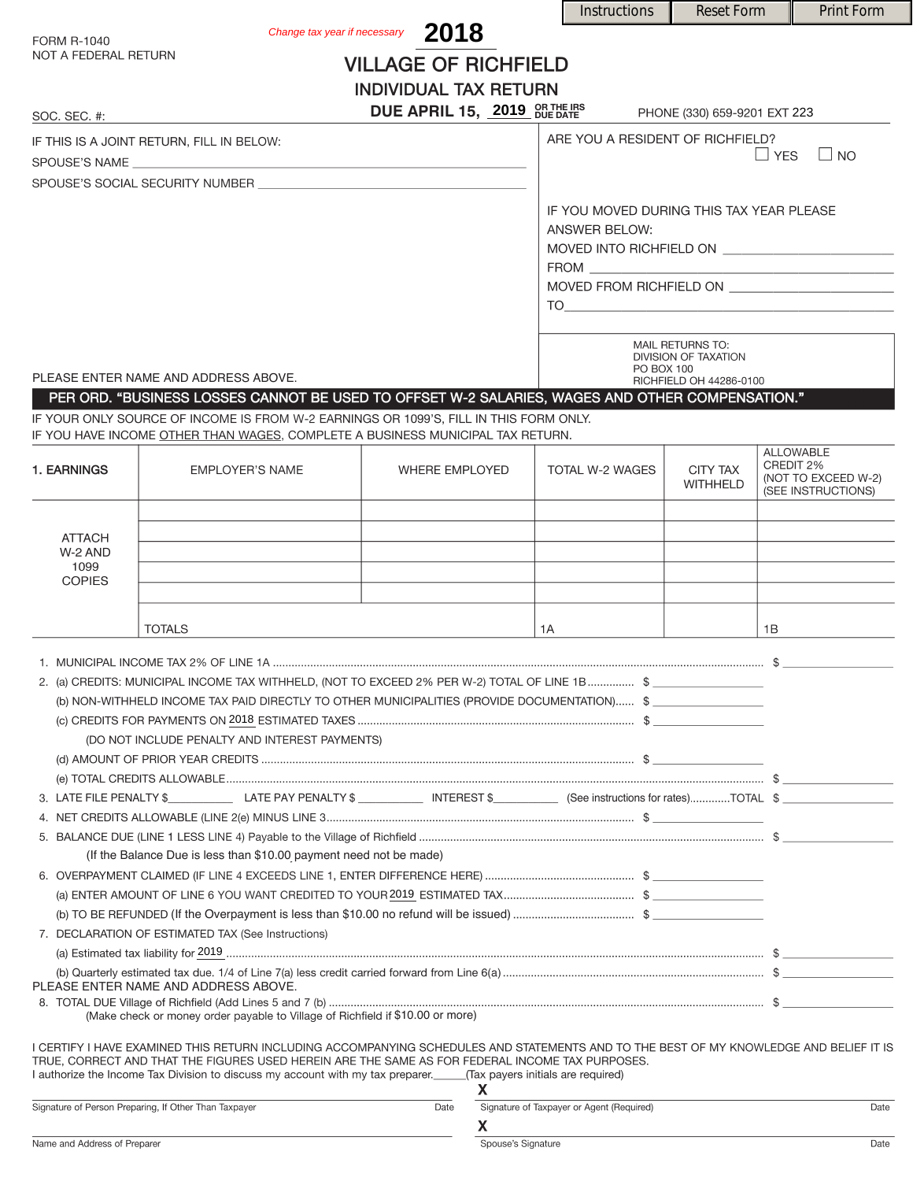FORM R-1040
NOT A FEDERAL RETURN

*Change tax year if necessary* **2018**

# VILLAGE OF RICHFIELD
## INDIVIDUAL TAX RETURN
### DUE APRIL 15, 2019 OR THE IRS DUE DATE

SOC. SEC. #:

PHONE (330) 659-9201 EXT 223

IF THIS IS A JOINT RETURN, FILL IN BELOW:

SPOUSE'S NAME ______________________

SPOUSE'S SOCIAL SECURITY NUMBER ______________________

ARE YOU A RESIDENT OF RICHFIELD? ☐ YES ☐ NO

IF YOU MOVED DURING THIS TAX YEAR PLEASE ANSWER BELOW:

MOVED INTO RICHFIELD ON ______________________

FROM ______________________

MOVED FROM RICHFIELD ON ______________________

TO ______________________

MAIL RETURNS TO:
DIVISION OF TAXATION
PO BOX 100
RICHFIELD OH 44286-0100

PLEASE ENTER NAME AND ADDRESS ABOVE.

**PER ORD. "BUSINESS LOSSES CANNOT BE USED TO OFFSET W-2 SALARIES, WAGES AND OTHER COMPENSATION."**

IF YOUR ONLY SOURCE OF INCOME IS FROM W-2 EARNINGS OR 1099'S, FILL IN THIS FORM ONLY.
IF YOU HAVE INCOME OTHER THAN WAGES, COMPLETE A BUSINESS MUNICIPAL TAX RETURN.

| 1. EARNINGS | EMPLOYER'S NAME | WHERE EMPLOYED | TOTAL W-2 WAGES | CITY TAX WITHHELD | ALLOWABLE CREDIT 2% (NOT TO EXCEED W-2) (SEE INSTRUCTIONS) |
|---|---|---|---|---|---|
| ATTACH W-2 AND 1099 COPIES | | | | | |
| | | | | | |
| | | | | | |
| | | | | | |
| | | | | | |
| | TOTALS | | 1A | | 1B |

1. MUNICIPAL INCOME TAX 2% OF LINE 1A ........ $ ________
2. (a) CREDITS: MUNICIPAL INCOME TAX WITHHELD, (NOT TO EXCEED 2% PER W-2) TOTAL OF LINE 1B ........ $ ________
   (b) NON-WITHHELD INCOME TAX PAID DIRECTLY TO OTHER MUNICIPALITIES (PROVIDE DOCUMENTATION)...... $ ________
   (c) CREDITS FOR PAYMENTS ON 2018 ESTIMATED TAXES ........ $ ________
   (DO NOT INCLUDE PENALTY AND INTEREST PAYMENTS)
   (d) AMOUNT OF PRIOR YEAR CREDITS ........ $ ________
   (e) TOTAL CREDITS ALLOWABLE ........ $ ________
3. LATE FILE PENALTY $________ LATE PAY PENALTY $________ INTEREST $________ (See instructions for rates)........TOTAL $ ________
4. NET CREDITS ALLOWABLE (LINE 2(e) MINUS LINE 3 ........ $ ________
5. BALANCE DUE (LINE 1 LESS LINE 4) Payable to the Village of Richfield ........ $ ________
   (If the Balance Due is less than $10.00 payment need not be made)
6. OVERPAYMENT CLAIMED (IF LINE 4 EXCEEDS LINE 1, ENTER DIFFERENCE HERE) ........ $ ________
   (a) ENTER AMOUNT OF LINE 6 YOU WANT CREDITED TO YOUR 2019 ESTIMATED TAX........ $ ________
   (b) TO BE REFUNDED (If the Overpayment is less than $10.00 no refund will be issued) ........ $ ________
7. DECLARATION OF ESTIMATED TAX (See Instructions)
   (a) Estimated tax liability for 2019 ........ $ ________
   (b) Quarterly estimated tax due. 1/4 of Line 7(a) less credit carried forward from Line 6(a) ........ $ ________

PLEASE ENTER NAME AND ADDRESS ABOVE.

8. TOTAL DUE Village of Richfield (Add Lines 5 and 7 (b) ........ $ ________
   (Make check or money order payable to Village of Richfield if $10.00 or more)

I CERTIFY I HAVE EXAMINED THIS RETURN INCLUDING ACCOMPANYING SCHEDULES AND STATEMENTS AND TO THE BEST OF MY KNOWLEDGE AND BELIEF IT IS TRUE, CORRECT AND THAT THE FIGURES USED HEREIN ARE THE SAME AS FOR FEDERAL INCOME TAX PURPOSES.
I authorize the Income Tax Division to discuss my account with my tax preparer.______(Tax payers initials are required)

| Signature of Person Preparing, If Other Than Taxpayer | Date | X Signature of Taxpayer or Agent (Required) | Date |
|---|---|---|---|
| Name and Address of Preparer | | X Spouse's Signature | Date |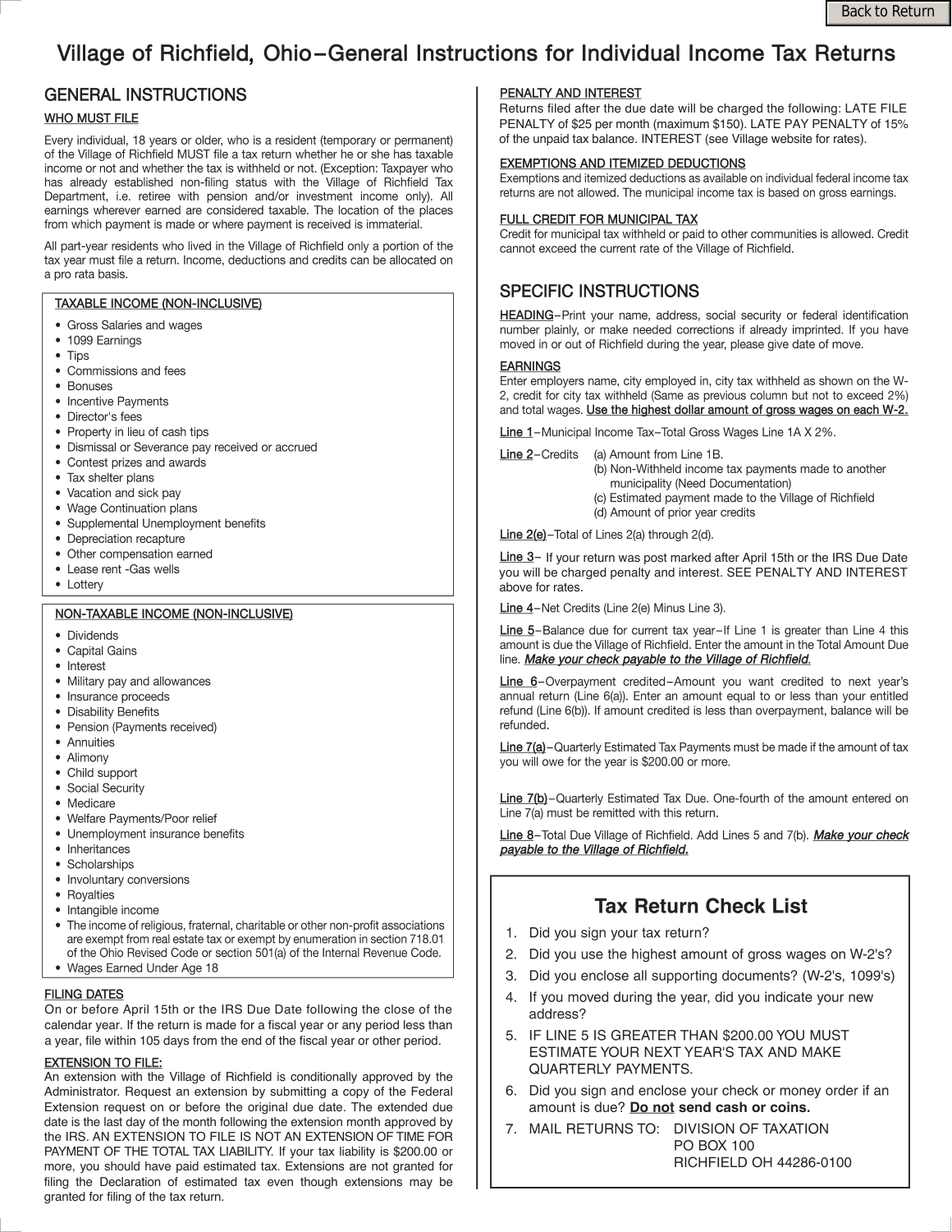Back to Return

# Village of Richfield, Ohio–General Instructions for Individual Income Tax Returns

## GENERAL INSTRUCTIONS

### WHO MUST FILE

Every individual, 18 years or older, who is a resident (temporary or permanent) of the Village of Richfield MUST file a tax return whether he or she has taxable income or not and whether the tax is withheld or not. (Exception: Taxpayer who has already established non-filing status with the Village of Richfield Tax Department, i.e. retiree with pension and/or investment income only). All earnings wherever earned are considered taxable. The location of the places from which payment is made or where payment is received is immaterial.

All part-year residents who lived in the Village of Richfield only a portion of the tax year must file a return. Income, deductions and credits can be allocated on a pro rata basis.

### TAXABLE INCOME (NON-INCLUSIVE)

- Gross Salaries and wages
- 1099 Earnings
- Tips
- Commissions and fees
- Bonuses
- Incentive Payments
- Director's fees
- Property in lieu of cash tips
- Dismissal or Severance pay received or accrued
- Contest prizes and awards
- Tax shelter plans
- Vacation and sick pay
- Wage Continuation plans
- Supplemental Unemployment benefits
- Depreciation recapture
- Other compensation earned
- Lease rent -Gas wells
- Lottery

### NON-TAXABLE INCOME (NON-INCLUSIVE)

- Dividends
- Capital Gains
- Interest
- Military pay and allowances
- Insurance proceeds
- Disability Benefits
- Pension (Payments received)
- Annuities
- Alimony
- Child support
- Social Security
- Medicare
- Welfare Payments/Poor relief
- Unemployment insurance benefits
- Inheritances
- Scholarships
- Involuntary conversions
- Royalties
- Intangible income
- The income of religious, fraternal, charitable or other non-profit associations are exempt from real estate tax or exempt by enumeration in section 718.01 of the Ohio Revised Code or section 501(a) of the Internal Revenue Code.
- Wages Earned Under Age 18

### FILING DATES

On or before April 15th or the IRS Due Date following the close of the calendar year. If the return is made for a fiscal year or any period less than a year, file within 105 days from the end of the fiscal year or other period.

### EXTENSION TO FILE:

An extension with the Village of Richfield is conditionally approved by the Administrator. Request an extension by submitting a copy of the Federal Extension request on or before the original due date. The extended due date is the last day of the month following the extension month approved by the IRS. AN EXTENSION TO FILE IS NOT AN EXTENSION OF TIME FOR PAYMENT OF THE TOTAL TAX LIABILITY. If your tax liability is $200.00 or more, you should have paid estimated tax. Extensions are not granted for filing the Declaration of estimated tax even though extensions may be granted for filing of the tax return.

### PENALTY AND INTEREST

Returns filed after the due date will be charged the following: LATE FILE PENALTY of $25 per month (maximum $150). LATE PAY PENALTY of 15% of the unpaid tax balance. INTEREST (see Village website for rates).

### EXEMPTIONS AND ITEMIZED DEDUCTIONS

Exemptions and itemized deductions as available on individual federal income tax returns are not allowed. The municipal income tax is based on gross earnings.

### FULL CREDIT FOR MUNICIPAL TAX

Credit for municipal tax withheld or paid to other communities is allowed. Credit cannot exceed the current rate of the Village of Richfield.

## SPECIFIC INSTRUCTIONS

**HEADING**–Print your name, address, social security or federal identification number plainly, or make needed corrections if already imprinted. If you have moved in or out of Richfield during the year, please give date of move.

**EARNINGS**
Enter employers name, city employed in, city tax withheld as shown on the W-2, credit for city tax withheld (Same as previous column but not to exceed 2%) and total wages. **Use the highest dollar amount of gross wages on each W-2.**

**Line 1**–Municipal Income Tax–Total Gross Wages Line 1A X 2%.

**Line 2**–Credits
(a) Amount from Line 1B.
(b) Non-Withheld income tax payments made to another municipality (Need Documentation)
(c) Estimated payment made to the Village of Richfield
(d) Amount of prior year credits

**Line 2(e)**–Total of Lines 2(a) through 2(d).

**Line 3**– If your return was post marked after April 15th or the IRS Due Date you will be charged penalty and interest. SEE PENALTY AND INTEREST above for rates.

**Line 4**–Net Credits (Line 2(e) Minus Line 3).

**Line 5**–Balance due for current tax year–If Line 1 is greater than Line 4 this amount is due the Village of Richfield. Enter the amount in the Total Amount Due line. ***Make your check payable to the Village of Richfield.***

**Line 6**–Overpayment credited–Amount you want credited to next year's annual return (Line 6(a)). Enter an amount equal to or less than your entitled refund (Line 6(b)). If amount credited is less than overpayment, balance will be refunded.

**Line 7(a)**–Quarterly Estimated Tax Payments must be made if the amount of tax you will owe for the year is $200.00 or more.

**Line 7(b)**–Quarterly Estimated Tax Due. One-fourth of the amount entered on Line 7(a) must be remitted with this return.

**Line 8**–Total Due Village of Richfield. Add Lines 5 and 7(b). ***Make your check payable to the Village of Richfield.***

## Tax Return Check List

1. Did you sign your tax return?
2. Did you use the highest amount of gross wages on W-2's?
3. Did you enclose all supporting documents? (W-2's, 1099's)
4. If you moved during the year, did you indicate your new address?
5. IF LINE 5 IS GREATER THAN $200.00 YOU MUST ESTIMATE YOUR NEXT YEAR'S TAX AND MAKE QUARTERLY PAYMENTS.
6. Did you sign and enclose your check or money order if an amount is due? **Do not send cash or coins.**
7. MAIL RETURNS TO: DIVISION OF TAXATION
   PO BOX 100
   RICHFIELD OH 44286-0100